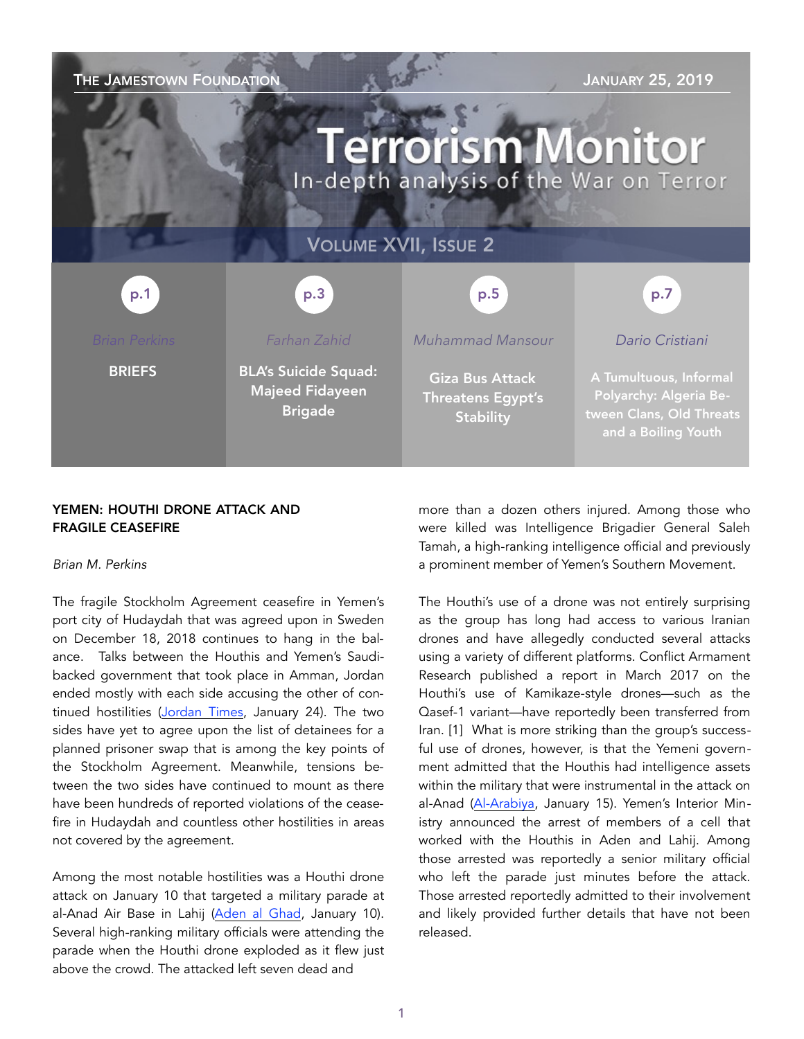THE JAMESTOWN FOUNDATION — JANUARY 25, 2019

# Terrorism Monitor

In-depth analysis of the War on Terror

VOLUME XVII, ISSUE 2

| p.1 | p.3 | p.5 | p.7 |
|---|---|---|---|
| Brian Perkins | Farhan Zahid | Muhammad Mansour | Dario Cristiani |
| BRIEFS | BLA's Suicide Squad: Majeed Fidayeen Brigade | Giza Bus Attack Threatens Egypt's Stability | A Tumultuous, Informal Polyarchy: Algeria Between Clans, Old Threats and a Boiling Youth |

## YEMEN: HOUTHI DRONE ATTACK AND FRAGILE CEASEFIRE

*Brian M. Perkins*

The fragile Stockholm Agreement ceasefire in Yemen's port city of Hudaydah that was agreed upon in Sweden on December 18, 2018 continues to hang in the balance. Talks between the Houthis and Yemen's Saudi-backed government that took place in Amman, Jordan ended mostly with each side accusing the other of continued hostilities (Jordan Times, January 24). The two sides have yet to agree upon the list of detainees for a planned prisoner swap that is among the key points of the Stockholm Agreement. Meanwhile, tensions between the two sides have continued to mount as there have been hundreds of reported violations of the ceasefire in Hudaydah and countless other hostilities in areas not covered by the agreement.

Among the most notable hostilities was a Houthi drone attack on January 10 that targeted a military parade at al-Anad Air Base in Lahij (Aden al Ghad, January 10). Several high-ranking military officials were attending the parade when the Houthi drone exploded as it flew just above the crowd. The attacked left seven dead and more than a dozen others injured. Among those who were killed was Intelligence Brigadier General Saleh Tamah, a high-ranking intelligence official and previously a prominent member of Yemen's Southern Movement.

The Houthi's use of a drone was not entirely surprising as the group has long had access to various Iranian drones and have allegedly conducted several attacks using a variety of different platforms. Conflict Armament Research published a report in March 2017 on the Houthi's use of Kamikaze-style drones—such as the Qasef-1 variant—have reportedly been transferred from Iran. [1] What is more striking than the group's successful use of drones, however, is that the Yemeni government admitted that the Houthis had intelligence assets within the military that were instrumental in the attack on al-Anad (Al-Arabiya, January 15). Yemen's Interior Ministry announced the arrest of members of a cell that worked with the Houthis in Aden and Lahij. Among those arrested was reportedly a senior military official who left the parade just minutes before the attack. Those arrested reportedly admitted to their involvement and likely provided further details that have not been released.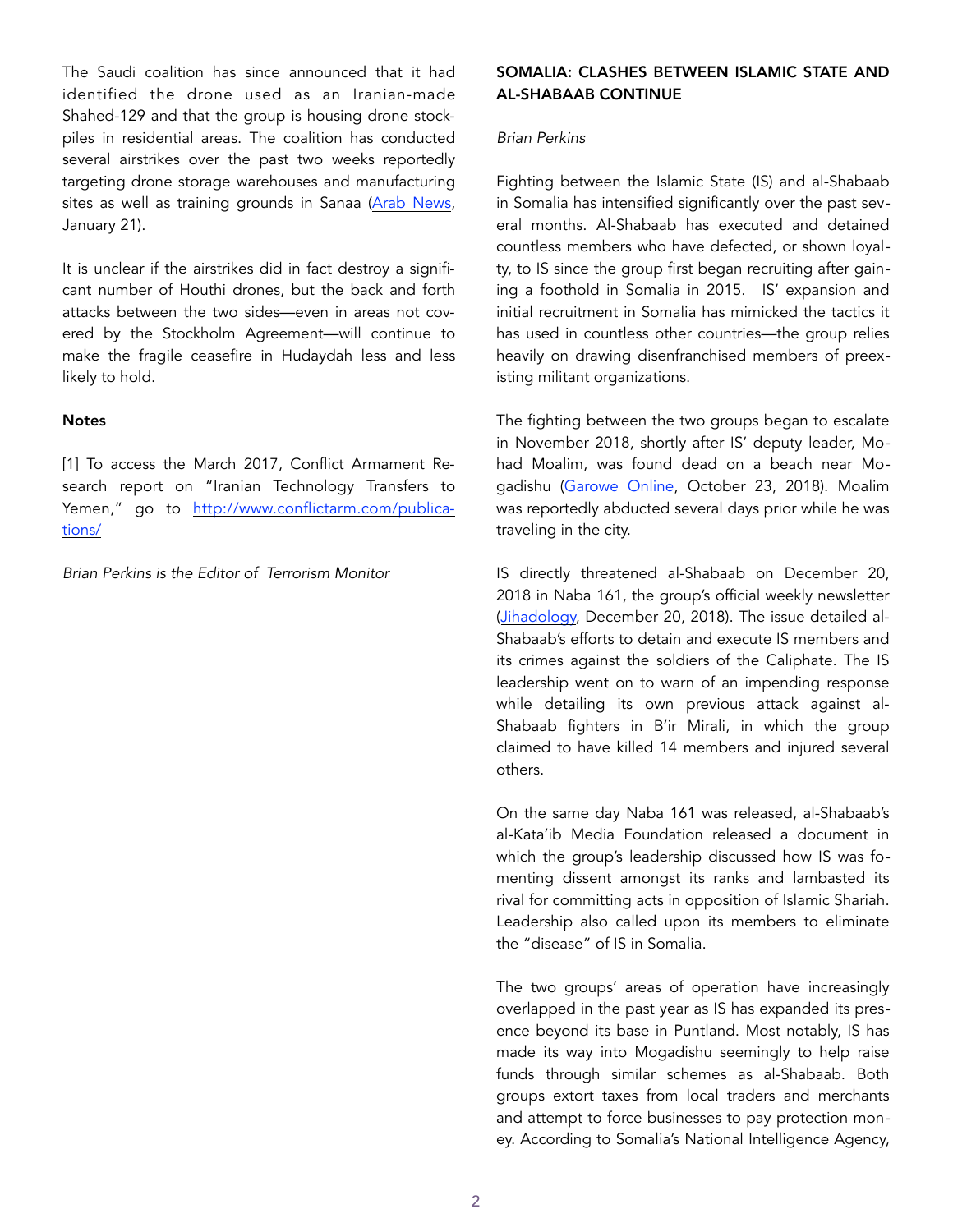The Saudi coalition has since announced that it had identified the drone used as an Iranian-made Shahed-129 and that the group is housing drone stockpiles in residential areas. The coalition has conducted several airstrikes over the past two weeks reportedly targeting drone storage warehouses and manufacturing sites as well as training grounds in Sanaa (Arab News, January 21).

It is unclear if the airstrikes did in fact destroy a significant number of Houthi drones, but the back and forth attacks between the two sides—even in areas not covered by the Stockholm Agreement—will continue to make the fragile ceasefire in Hudaydah less and less likely to hold.

**Notes**

[1] To access the March 2017, Conflict Armament Research report on "Iranian Technology Transfers to Yemen," go to http://www.conflictarm.com/publications/

*Brian Perkins is the Editor of Terrorism Monitor*

## SOMALIA: CLASHES BETWEEN ISLAMIC STATE AND AL-SHABAAB CONTINUE

*Brian Perkins*

Fighting between the Islamic State (IS) and al-Shabaab in Somalia has intensified significantly over the past several months. Al-Shabaab has executed and detained countless members who have defected, or shown loyalty, to IS since the group first began recruiting after gaining a foothold in Somalia in 2015. IS' expansion and initial recruitment in Somalia has mimicked the tactics it has used in countless other countries—the group relies heavily on drawing disenfranchised members of preexisting militant organizations.

The fighting between the two groups began to escalate in November 2018, shortly after IS' deputy leader, Mohad Moalim, was found dead on a beach near Mogadishu (Garowe Online, October 23, 2018). Moalim was reportedly abducted several days prior while he was traveling in the city.

IS directly threatened al-Shabaab on December 20, 2018 in Naba 161, the group's official weekly newsletter (Jihadology, December 20, 2018). The issue detailed al-Shabaab's efforts to detain and execute IS members and its crimes against the soldiers of the Caliphate. The IS leadership went on to warn of an impending response while detailing its own previous attack against al-Shabaab fighters in B'ir Mirali, in which the group claimed to have killed 14 members and injured several others.

On the same day Naba 161 was released, al-Shabaab's al-Kata'ib Media Foundation released a document in which the group's leadership discussed how IS was fomenting dissent amongst its ranks and lambasted its rival for committing acts in opposition of Islamic Shariah. Leadership also called upon its members to eliminate the "disease" of IS in Somalia.

The two groups' areas of operation have increasingly overlapped in the past year as IS has expanded its presence beyond its base in Puntland. Most notably, IS has made its way into Mogadishu seemingly to help raise funds through similar schemes as al-Shabaab. Both groups extort taxes from local traders and merchants and attempt to force businesses to pay protection money. According to Somalia's National Intelligence Agency,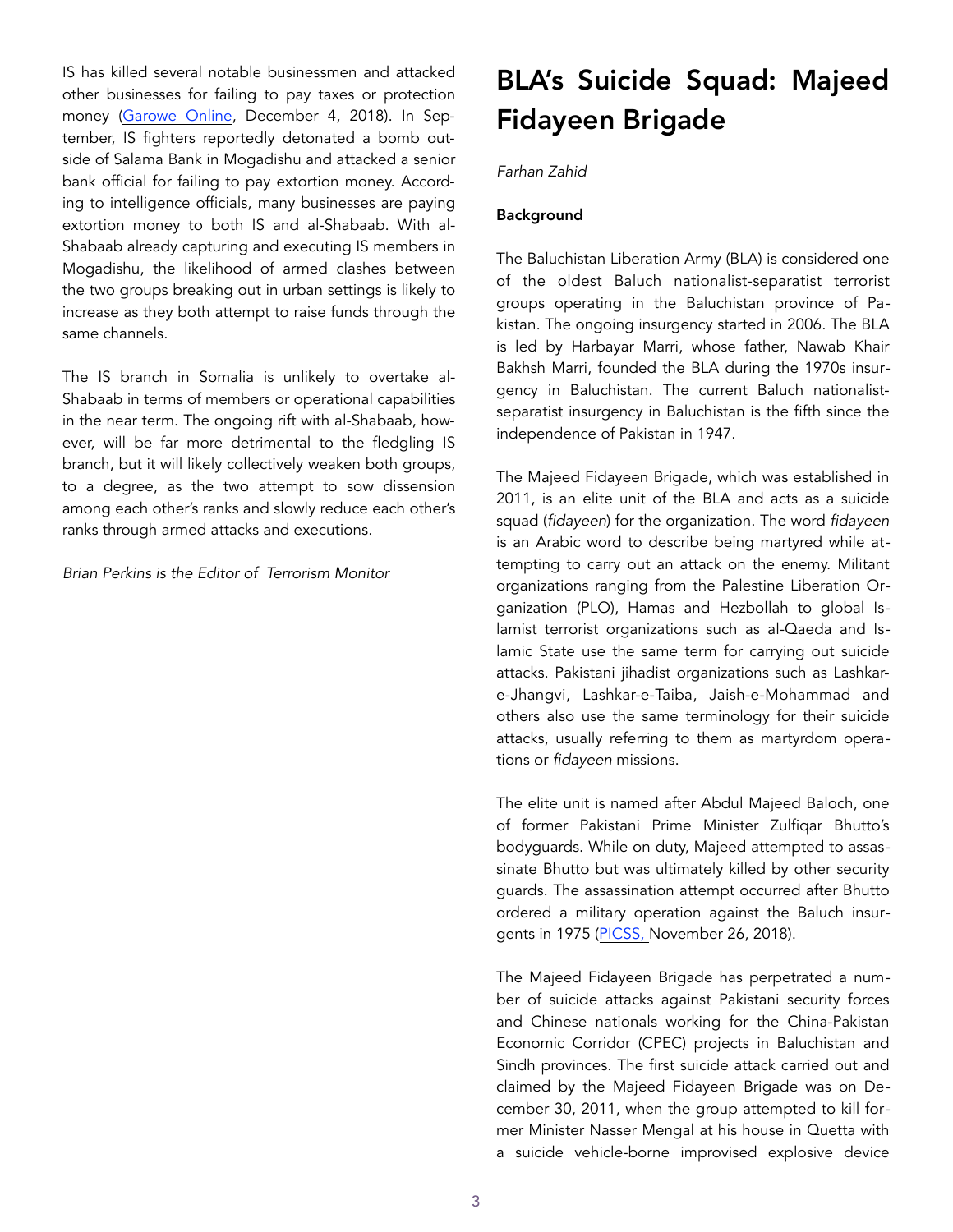IS has killed several notable businessmen and attacked other businesses for failing to pay taxes or protection money ([Garowe Online](), December 4, 2018). In September, IS fighters reportedly detonated a bomb outside of Salama Bank in Mogadishu and attacked a senior bank official for failing to pay extortion money. According to intelligence officials, many businesses are paying extortion money to both IS and al-Shabaab. With al-Shabaab already capturing and executing IS members in Mogadishu, the likelihood of armed clashes between the two groups breaking out in urban settings is likely to increase as they both attempt to raise funds through the same channels.

The IS branch in Somalia is unlikely to overtake al-Shabaab in terms of members or operational capabilities in the near term. The ongoing rift with al-Shabaab, however, will be far more detrimental to the fledgling IS branch, but it will likely collectively weaken both groups, to a degree, as the two attempt to sow dissension among each other's ranks and slowly reduce each other's ranks through armed attacks and executions.

*Brian Perkins is the Editor of Terrorism Monitor*

# BLA's Suicide Squad: Majeed Fidayeen Brigade

*Farhan Zahid*

**Background**

The Baluchistan Liberation Army (BLA) is considered one of the oldest Baluch nationalist-separatist terrorist groups operating in the Baluchistan province of Pakistan. The ongoing insurgency started in 2006. The BLA is led by Harbayar Marri, whose father, Nawab Khair Bakhsh Marri, founded the BLA during the 1970s insurgency in Baluchistan. The current Baluch nationalist-separatist insurgency in Baluchistan is the fifth since the independence of Pakistan in 1947.

The Majeed Fidayeen Brigade, which was established in 2011, is an elite unit of the BLA and acts as a suicide squad (*fidayeen*) for the organization. The word *fidayeen* is an Arabic word to describe being martyred while attempting to carry out an attack on the enemy. Militant organizations ranging from the Palestine Liberation Organization (PLO), Hamas and Hezbollah to global Islamist terrorist organizations such as al-Qaeda and Islamic State use the same term for carrying out suicide attacks. Pakistani jihadist organizations such as Lashkar-e-Jhangvi, Lashkar-e-Taiba, Jaish-e-Mohammad and others also use the same terminology for their suicide attacks, usually referring to them as martyrdom operations or *fidayeen* missions.

The elite unit is named after Abdul Majeed Baloch, one of former Pakistani Prime Minister Zulfiqar Bhutto's bodyguards. While on duty, Majeed attempted to assassinate Bhutto but was ultimately killed by other security guards. The assassination attempt occurred after Bhutto ordered a military operation against the Baluch insurgents in 1975 ([PICSS,]() November 26, 2018).

The Majeed Fidayeen Brigade has perpetrated a number of suicide attacks against Pakistani security forces and Chinese nationals working for the China-Pakistan Economic Corridor (CPEC) projects in Baluchistan and Sindh provinces. The first suicide attack carried out and claimed by the Majeed Fidayeen Brigade was on December 30, 2011, when the group attempted to kill former Minister Nasser Mengal at his house in Quetta with a suicide vehicle-borne improvised explosive device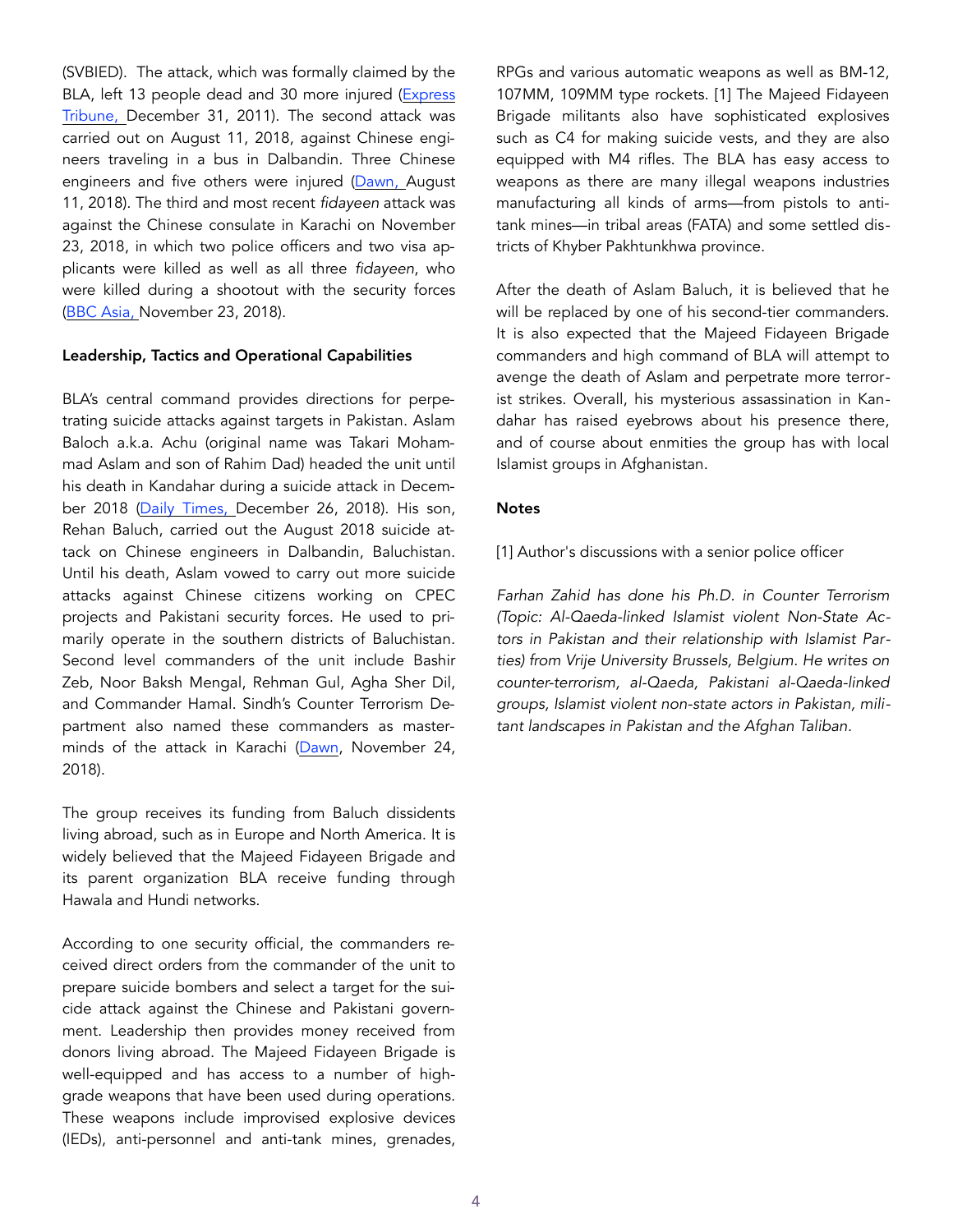(SVBIED). The attack, which was formally claimed by the BLA, left 13 people dead and 30 more injured (Express Tribune, December 31, 2011). The second attack was carried out on August 11, 2018, against Chinese engineers traveling in a bus in Dalbandin. Three Chinese engineers and five others were injured (Dawn, August 11, 2018). The third and most recent *fidayeen* attack was against the Chinese consulate in Karachi on November 23, 2018, in which two police officers and two visa applicants were killed as well as all three *fidayeen*, who were killed during a shootout with the security forces (BBC Asia, November 23, 2018).

**Leadership, Tactics and Operational Capabilities**

BLA's central command provides directions for perpetrating suicide attacks against targets in Pakistan. Aslam Baloch a.k.a. Achu (original name was Takari Mohammad Aslam and son of Rahim Dad) headed the unit until his death in Kandahar during a suicide attack in December 2018 (Daily Times, December 26, 2018). His son, Rehan Baluch, carried out the August 2018 suicide attack on Chinese engineers in Dalbandin, Baluchistan. Until his death, Aslam vowed to carry out more suicide attacks against Chinese citizens working on CPEC projects and Pakistani security forces. He used to primarily operate in the southern districts of Baluchistan. Second level commanders of the unit include Bashir Zeb, Noor Baksh Mengal, Rehman Gul, Agha Sher Dil, and Commander Hamal. Sindh's Counter Terrorism Department also named these commanders as masterminds of the attack in Karachi (Dawn, November 24, 2018).

The group receives its funding from Baluch dissidents living abroad, such as in Europe and North America. It is widely believed that the Majeed Fidayeen Brigade and its parent organization BLA receive funding through Hawala and Hundi networks.

According to one security official, the commanders received direct orders from the commander of the unit to prepare suicide bombers and select a target for the suicide attack against the Chinese and Pakistani government. Leadership then provides money received from donors living abroad. The Majeed Fidayeen Brigade is well-equipped and has access to a number of high-grade weapons that have been used during operations. These weapons include improvised explosive devices (IEDs), anti-personnel and anti-tank mines, grenades, RPGs and various automatic weapons as well as BM-12, 107MM, 109MM type rockets. [1] The Majeed Fidayeen Brigade militants also have sophisticated explosives such as C4 for making suicide vests, and they are also equipped with M4 rifles. The BLA has easy access to weapons as there are many illegal weapons industries manufacturing all kinds of arms—from pistols to anti-tank mines—in tribal areas (FATA) and some settled districts of Khyber Pakhtunkhwa province.

After the death of Aslam Baluch, it is believed that he will be replaced by one of his second-tier commanders. It is also expected that the Majeed Fidayeen Brigade commanders and high command of BLA will attempt to avenge the death of Aslam and perpetrate more terrorist strikes. Overall, his mysterious assassination in Kandahar has raised eyebrows about his presence there, and of course about enmities the group has with local Islamist groups in Afghanistan.

**Notes**

[1] Author's discussions with a senior police officer

*Farhan Zahid has done his Ph.D. in Counter Terrorism (Topic: Al-Qaeda-linked Islamist violent Non-State Actors in Pakistan and their relationship with Islamist Parties) from Vrije University Brussels, Belgium. He writes on counter-terrorism, al-Qaeda, Pakistani al-Qaeda-linked groups, Islamist violent non-state actors in Pakistan, militant landscapes in Pakistan and the Afghan Taliban.*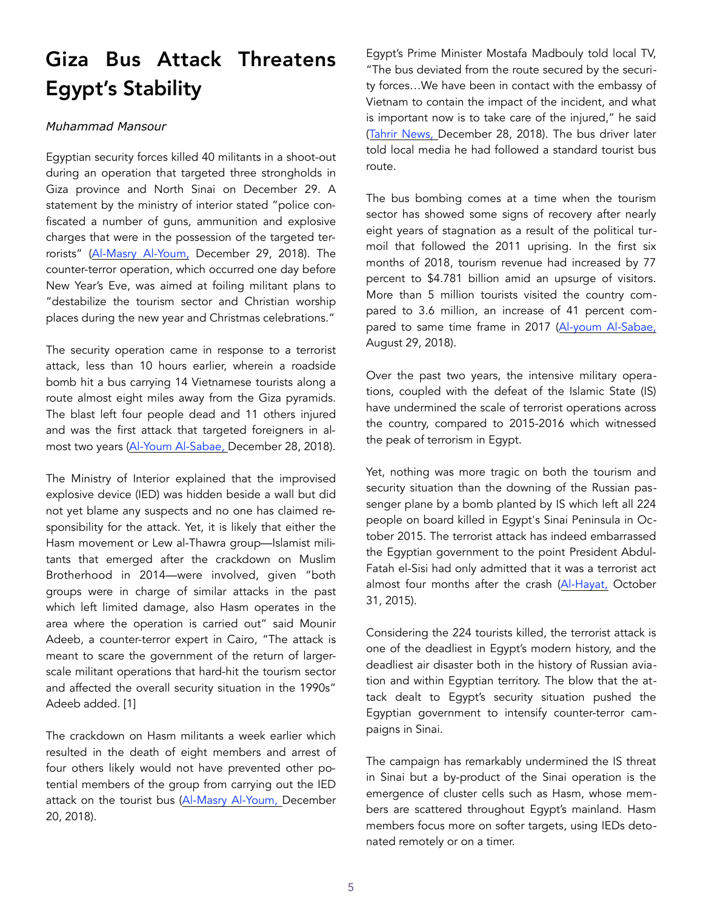# Giza Bus Attack Threatens Egypt's Stability

*Muhammad Mansour*

Egyptian security forces killed 40 militants in a shoot-out during an operation that targeted three strongholds in Giza province and North Sinai on December 29. A statement by the ministry of interior stated "police confiscated a number of guns, ammunition and explosive charges that were in the possession of the targeted terrorists" (Al-Masry Al-Youm, December 29, 2018). The counter-terror operation, which occurred one day before New Year's Eve, was aimed at foiling militant plans to "destabilize the tourism sector and Christian worship places during the new year and Christmas celebrations."

The security operation came in response to a terrorist attack, less than 10 hours earlier, wherein a roadside bomb hit a bus carrying 14 Vietnamese tourists along a route almost eight miles away from the Giza pyramids. The blast left four people dead and 11 others injured and was the first attack that targeted foreigners in almost two years (Al-Youm Al-Sabae, December 28, 2018).

The Ministry of Interior explained that the improvised explosive device (IED) was hidden beside a wall but did not yet blame any suspects and no one has claimed responsibility for the attack. Yet, it is likely that either the Hasm movement or Lew al-Thawra group—Islamist militants that emerged after the crackdown on Muslim Brotherhood in 2014—were involved, given "both groups were in charge of similar attacks in the past which left limited damage, also Hasm operates in the area where the operation is carried out" said Mounir Adeeb, a counter-terror expert in Cairo, "The attack is meant to scare the government of the return of larger-scale militant operations that hard-hit the tourism sector and affected the overall security situation in the 1990s" Adeeb added. [1]

The crackdown on Hasm militants a week earlier which resulted in the death of eight members and arrest of four others likely would not have prevented other potential members of the group from carrying out the IED attack on the tourist bus (Al-Masry Al-Youm, December 20, 2018).

Egypt's Prime Minister Mostafa Madbouly told local TV, "The bus deviated from the route secured by the security forces…We have been in contact with the embassy of Vietnam to contain the impact of the incident, and what is important now is to take care of the injured," he said (Tahrir News, December 28, 2018). The bus driver later told local media he had followed a standard tourist bus route.

The bus bombing comes at a time when the tourism sector has showed some signs of recovery after nearly eight years of stagnation as a result of the political turmoil that followed the 2011 uprising. In the first six months of 2018, tourism revenue had increased by 77 percent to $4.781 billion amid an upsurge of visitors. More than 5 million tourists visited the country compared to 3.6 million, an increase of 41 percent compared to same time frame in 2017 (Al-youm Al-Sabae, August 29, 2018).

Over the past two years, the intensive military operations, coupled with the defeat of the Islamic State (IS) have undermined the scale of terrorist operations across the country, compared to 2015-2016 which witnessed the peak of terrorism in Egypt.

Yet, nothing was more tragic on both the tourism and security situation than the downing of the Russian passenger plane by a bomb planted by IS which left all 224 people on board killed in Egypt's Sinai Peninsula in October 2015. The terrorist attack has indeed embarrassed the Egyptian government to the point President Abdul-Fatah el-Sisi had only admitted that it was a terrorist act almost four months after the crash (Al-Hayat, October 31, 2015).

Considering the 224 tourists killed, the terrorist attack is one of the deadliest in Egypt's modern history, and the deadliest air disaster both in the history of Russian aviation and within Egyptian territory. The blow that the attack dealt to Egypt's security situation pushed the Egyptian government to intensify counter-terror campaigns in Sinai.

The campaign has remarkably undermined the IS threat in Sinai but a by-product of the Sinai operation is the emergence of cluster cells such as Hasm, whose members are scattered throughout Egypt's mainland. Hasm members focus more on softer targets, using IEDs detonated remotely or on a timer.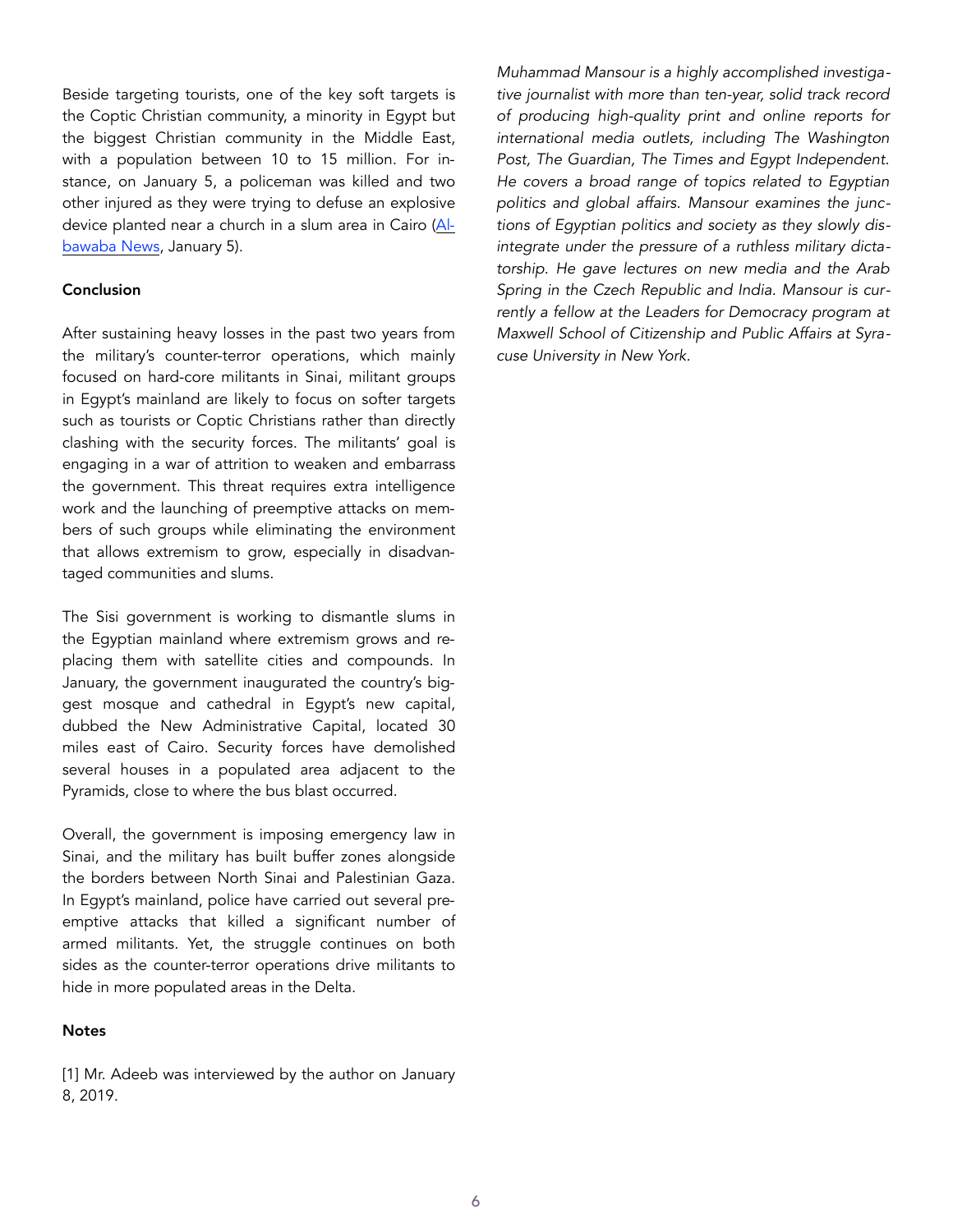Beside targeting tourists, one of the key soft targets is the Coptic Christian community, a minority in Egypt but the biggest Christian community in the Middle East, with a population between 10 to 15 million. For instance, on January 5, a policeman was killed and two other injured as they were trying to defuse an explosive device planted near a church in a slum area in Cairo (Albawaba News, January 5).

**Conclusion**

After sustaining heavy losses in the past two years from the military's counter-terror operations, which mainly focused on hard-core militants in Sinai, militant groups in Egypt's mainland are likely to focus on softer targets such as tourists or Coptic Christians rather than directly clashing with the security forces. The militants' goal is engaging in a war of attrition to weaken and embarrass the government. This threat requires extra intelligence work and the launching of preemptive attacks on members of such groups while eliminating the environment that allows extremism to grow, especially in disadvantaged communities and slums.

The Sisi government is working to dismantle slums in the Egyptian mainland where extremism grows and replacing them with satellite cities and compounds. In January, the government inaugurated the country's biggest mosque and cathedral in Egypt's new capital, dubbed the New Administrative Capital, located 30 miles east of Cairo. Security forces have demolished several houses in a populated area adjacent to the Pyramids, close to where the bus blast occurred.

Overall, the government is imposing emergency law in Sinai, and the military has built buffer zones alongside the borders between North Sinai and Palestinian Gaza. In Egypt's mainland, police have carried out several preemptive attacks that killed a significant number of armed militants. Yet, the struggle continues on both sides as the counter-terror operations drive militants to hide in more populated areas in the Delta.

**Notes**

[1] Mr. Adeeb was interviewed by the author on January 8, 2019.

*Muhammad Mansour is a highly accomplished investigative journalist with more than ten-year, solid track record of producing high-quality print and online reports for international media outlets, including The Washington Post, The Guardian, The Times and Egypt Independent. He covers a broad range of topics related to Egyptian politics and global affairs. Mansour examines the junctions of Egyptian politics and society as they slowly disintegrate under the pressure of a ruthless military dictatorship. He gave lectures on new media and the Arab Spring in the Czech Republic and India. Mansour is currently a fellow at the Leaders for Democracy program at Maxwell School of Citizenship and Public Affairs at Syracuse University in New York.*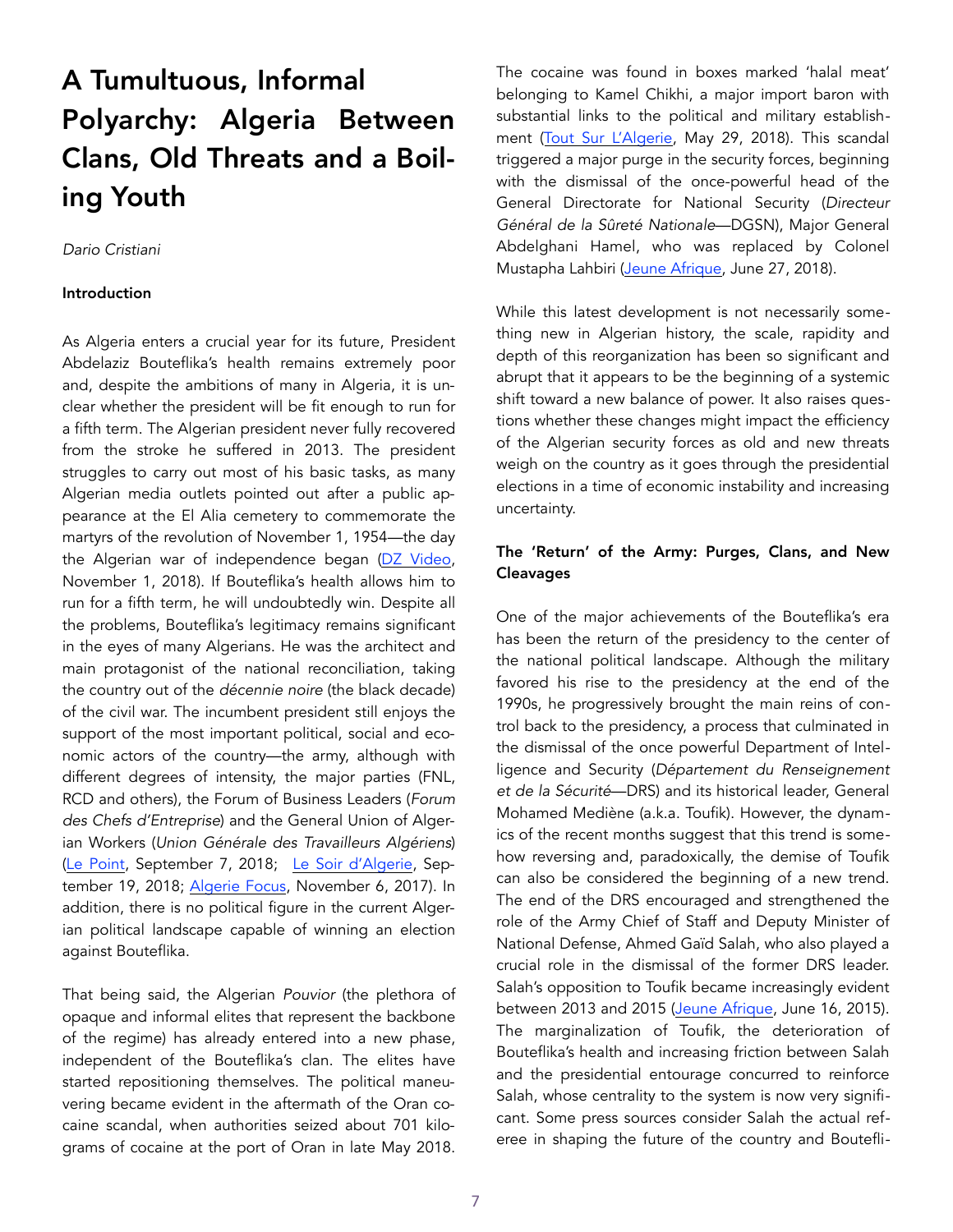# A Tumultuous, Informal Polyarchy: Algeria Between Clans, Old Threats and a Boiling Youth

*Dario Cristiani*

**Introduction**

As Algeria enters a crucial year for its future, President Abdelaziz Bouteflika's health remains extremely poor and, despite the ambitions of many in Algeria, it is unclear whether the president will be fit enough to run for a fifth term. The Algerian president never fully recovered from the stroke he suffered in 2013. The president struggles to carry out most of his basic tasks, as many Algerian media outlets pointed out after a public appearance at the El Alia cemetery to commemorate the martyrs of the revolution of November 1, 1954—the day the Algerian war of independence began (DZ Video, November 1, 2018). If Bouteflika's health allows him to run for a fifth term, he will undoubtedly win. Despite all the problems, Bouteflika's legitimacy remains significant in the eyes of many Algerians. He was the architect and main protagonist of the national reconciliation, taking the country out of the *décennie noire* (the black decade) of the civil war. The incumbent president still enjoys the support of the most important political, social and economic actors of the country—the army, although with different degrees of intensity, the major parties (FNL, RCD and others), the Forum of Business Leaders (*Forum des Chefs d'Entreprise*) and the General Union of Algerian Workers (*Union Générale des Travailleurs Algériens*) (Le Point, September 7, 2018; Le Soir d'Algerie, September 19, 2018; Algerie Focus, November 6, 2017). In addition, there is no political figure in the current Algerian political landscape capable of winning an election against Bouteflika.

That being said, the Algerian *Pouvior* (the plethora of opaque and informal elites that represent the backbone of the regime) has already entered into a new phase, independent of the Bouteflika's clan. The elites have started repositioning themselves. The political maneuvering became evident in the aftermath of the Oran cocaine scandal, when authorities seized about 701 kilograms of cocaine at the port of Oran in late May 2018. The cocaine was found in boxes marked 'halal meat' belonging to Kamel Chikhi, a major import baron with substantial links to the political and military establishment (Tout Sur L'Algerie, May 29, 2018). This scandal triggered a major purge in the security forces, beginning with the dismissal of the once-powerful head of the General Directorate for National Security (*Directeur Général de la Sûreté Nationale*—DGSN), Major General Abdelghani Hamel, who was replaced by Colonel Mustapha Lahbiri (Jeune Afrique, June 27, 2018).

While this latest development is not necessarily something new in Algerian history, the scale, rapidity and depth of this reorganization has been so significant and abrupt that it appears to be the beginning of a systemic shift toward a new balance of power. It also raises questions whether these changes might impact the efficiency of the Algerian security forces as old and new threats weigh on the country as it goes through the presidential elections in a time of economic instability and increasing uncertainty.

**The 'Return' of the Army: Purges, Clans, and New Cleavages**

One of the major achievements of the Bouteflika's era has been the return of the presidency to the center of the national political landscape. Although the military favored his rise to the presidency at the end of the 1990s, he progressively brought the main reins of control back to the presidency, a process that culminated in the dismissal of the once powerful Department of Intelligence and Security (*Département du Renseignement et de la Sécurité*—DRS) and its historical leader, General Mohamed Medìène (a.k.a. Toufik). However, the dynamics of the recent months suggest that this trend is somehow reversing and, paradoxically, the demise of Toufik can also be considered the beginning of a new trend. The end of the DRS encouraged and strengthened the role of the Army Chief of Staff and Deputy Minister of National Defense, Ahmed Gaïd Salah, who also played a crucial role in the dismissal of the former DRS leader. Salah's opposition to Toufik became increasingly evident between 2013 and 2015 (Jeune Afrique, June 16, 2015). The marginalization of Toufik, the deterioration of Bouteflika's health and increasing friction between Salah and the presidential entourage concurred to reinforce Salah, whose centrality to the system is now very significant. Some press sources consider Salah the actual referee in shaping the future of the country and Boutefli-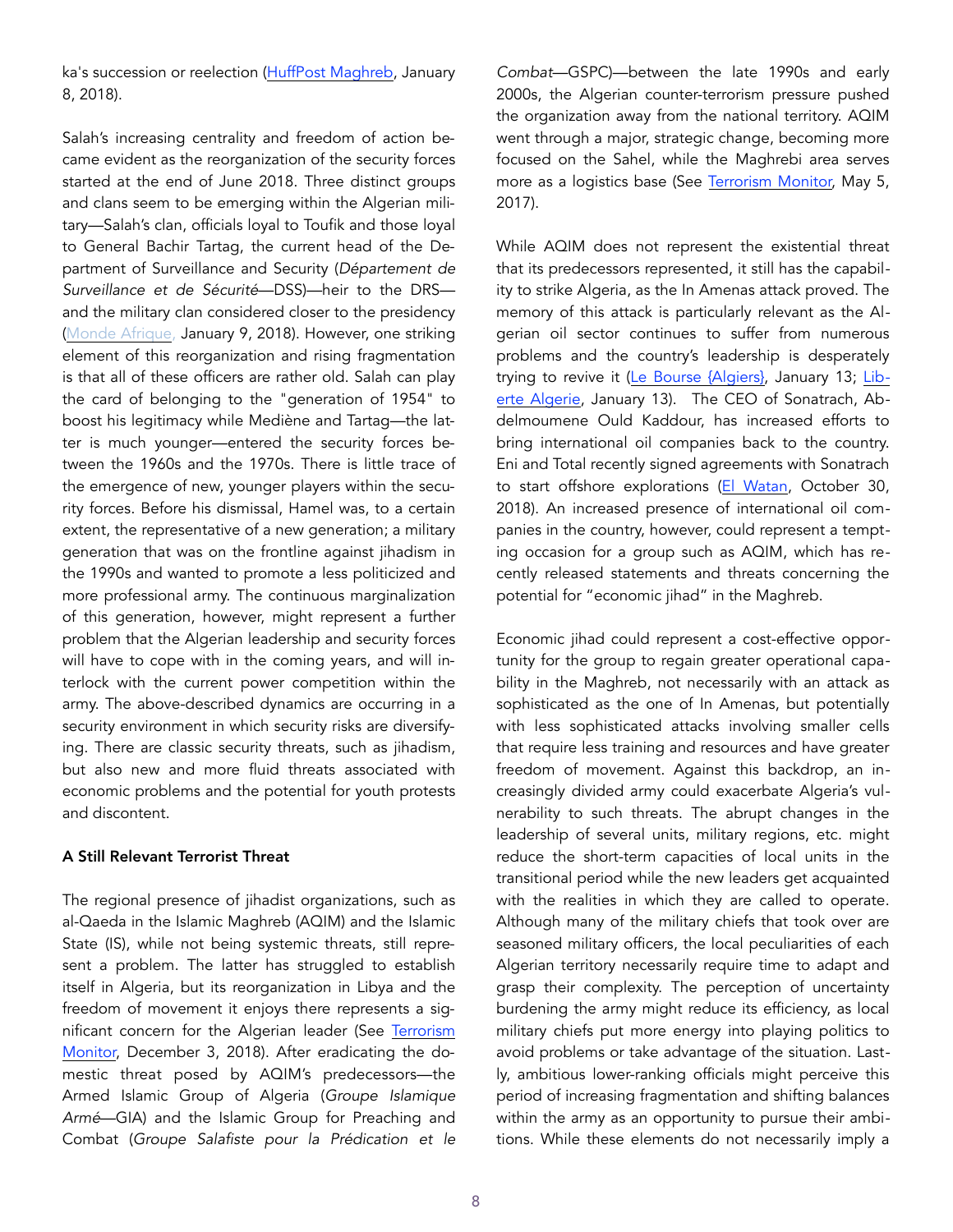ka's succession or reelection (HuffPost Maghreb, January 8, 2018).

Salah's increasing centrality and freedom of action became evident as the reorganization of the security forces started at the end of June 2018. Three distinct groups and clans seem to be emerging within the Algerian military—Salah's clan, officials loyal to Toufik and those loyal to General Bachir Tartag, the current head of the Department of Surveillance and Security (*Département de Surveillance et de Sécurité*—DSS)—heir to the DRS—and the military clan considered closer to the presidency (Monde Afrique, January 9, 2018). However, one striking element of this reorganization and rising fragmentation is that all of these officers are rather old. Salah can play the card of belonging to the "generation of 1954" to boost his legitimacy while Medième and Tartag—the latter is much younger—entered the security forces between the 1960s and the 1970s. There is little trace of the emergence of new, younger players within the security forces. Before his dismissal, Hamel was, to a certain extent, the representative of a new generation; a military generation that was on the frontline against jihadism in the 1990s and wanted to promote a less politicized and more professional army. The continuous marginalization of this generation, however, might represent a further problem that the Algerian leadership and security forces will have to cope with in the coming years, and will interlock with the current power competition within the army. The above-described dynamics are occurring in a security environment in which security risks are diversifying. There are classic security threats, such as jihadism, but also new and more fluid threats associated with economic problems and the potential for youth protests and discontent.

**A Still Relevant Terrorist Threat**

The regional presence of jihadist organizations, such as al-Qaeda in the Islamic Maghreb (AQIM) and the Islamic State (IS), while not being systemic threats, still represent a problem. The latter has struggled to establish itself in Algeria, but its reorganization in Libya and the freedom of movement it enjoys there represents a significant concern for the Algerian leader (See Terrorism Monitor, December 3, 2018). After eradicating the domestic threat posed by AQIM's predecessors—the Armed Islamic Group of Algeria (*Groupe Islamique Armé*—GIA) and the Islamic Group for Preaching and Combat (*Groupe Salafiste pour la Prédication et le Combat*—GSPC)—between the late 1990s and early 2000s, the Algerian counter-terrorism pressure pushed the organization away from the national territory. AQIM went through a major, strategic change, becoming more focused on the Sahel, while the Maghrebi area serves more as a logistics base (See Terrorism Monitor, May 5, 2017).

While AQIM does not represent the existential threat that its predecessors represented, it still has the capability to strike Algeria, as the In Amenas attack proved. The memory of this attack is particularly relevant as the Algerian oil sector continues to suffer from numerous problems and the country's leadership is desperately trying to revive it (Le Bourse {Algiers}, January 13; Liberte Algerie, January 13). The CEO of Sonatrach, Abdelmoumene Ould Kaddour, has increased efforts to bring international oil companies back to the country. Eni and Total recently signed agreements with Sonatrach to start offshore explorations (El Watan, October 30, 2018). An increased presence of international oil companies in the country, however, could represent a tempting occasion for a group such as AQIM, which has recently released statements and threats concerning the potential for "economic jihad" in the Maghreb.

Economic jihad could represent a cost-effective opportunity for the group to regain greater operational capability in the Maghreb, not necessarily with an attack as sophisticated as the one of In Amenas, but potentially with less sophisticated attacks involving smaller cells that require less training and resources and have greater freedom of movement. Against this backdrop, an increasingly divided army could exacerbate Algeria's vulnerability to such threats. The abrupt changes in the leadership of several units, military regions, etc. might reduce the short-term capacities of local units in the transitional period while the new leaders get acquainted with the realities in which they are called to operate. Although many of the military chiefs that took over are seasoned military officers, the local peculiarities of each Algerian territory necessarily require time to adapt and grasp their complexity. The perception of uncertainty burdening the army might reduce its efficiency, as local military chiefs put more energy into playing politics to avoid problems or take advantage of the situation. Lastly, ambitious lower-ranking officials might perceive this period of increasing fragmentation and shifting balances within the army as an opportunity to pursue their ambitions. While these elements do not necessarily imply a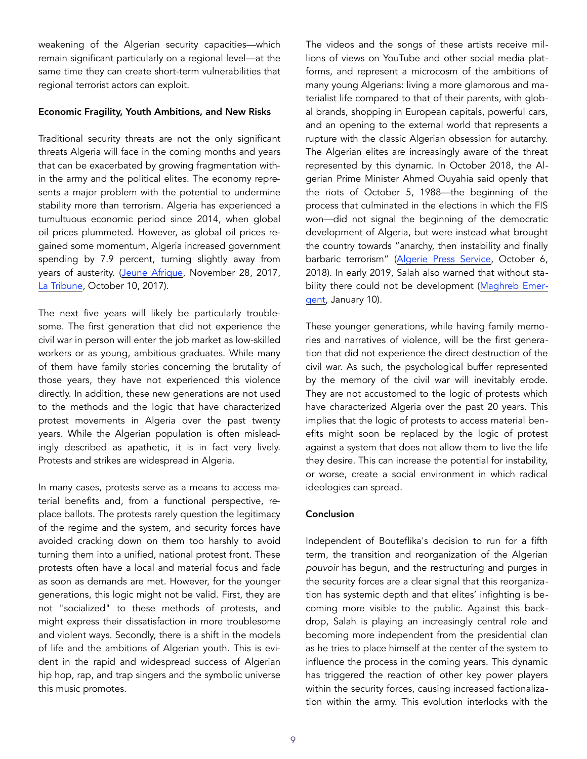weakening of the Algerian security capacities—which remain significant particularly on a regional level—at the same time they can create short-term vulnerabilities that regional terrorist actors can exploit.

**Economic Fragility, Youth Ambitions, and New Risks**

Traditional security threats are not the only significant threats Algeria will face in the coming months and years that can be exacerbated by growing fragmentation within the army and the political elites. The economy represents a major problem with the potential to undermine stability more than terrorism. Algeria has experienced a tumultuous economic period since 2014, when global oil prices plummeted. However, as global oil prices regained some momentum, Algeria increased government spending by 7.9 percent, turning slightly away from years of austerity. (Jeune Afrique, November 28, 2017, La Tribune, October 10, 2017).

The next five years will likely be particularly troublesome. The first generation that did not experience the civil war in person will enter the job market as low-skilled workers or as young, ambitious graduates. While many of them have family stories concerning the brutality of those years, they have not experienced this violence directly. In addition, these new generations are not used to the methods and the logic that have characterized protest movements in Algeria over the past twenty years. While the Algerian population is often misleadingly described as apathetic, it is in fact very lively. Protests and strikes are widespread in Algeria.

In many cases, protests serve as a means to access material benefits and, from a functional perspective, replace ballots. The protests rarely question the legitimacy of the regime and the system, and security forces have avoided cracking down on them too harshly to avoid turning them into a unified, national protest front. These protests often have a local and material focus and fade as soon as demands are met. However, for the younger generations, this logic might not be valid. First, they are not "socialized" to these methods of protests, and might express their dissatisfaction in more troublesome and violent ways. Secondly, there is a shift in the models of life and the ambitions of Algerian youth. This is evident in the rapid and widespread success of Algerian hip hop, rap, and trap singers and the symbolic universe this music promotes.

The videos and the songs of these artists receive millions of views on YouTube and other social media platforms, and represent a microcosm of the ambitions of many young Algerians: living a more glamorous and materialist life compared to that of their parents, with global brands, shopping in European capitals, powerful cars, and an opening to the external world that represents a rupture with the classic Algerian obsession for autarchy. The Algerian elites are increasingly aware of the threat represented by this dynamic. In October 2018, the Algerian Prime Minister Ahmed Ouyahia said openly that the riots of October 5, 1988—the beginning of the process that culminated in the elections in which the FIS won—did not signal the beginning of the democratic development of Algeria, but were instead what brought the country towards "anarchy, then instability and finally barbaric terrorism" (Algerie Press Service, October 6, 2018). In early 2019, Salah also warned that without stability there could not be development (Maghreb Emergent, January 10).

These younger generations, while having family memories and narratives of violence, will be the first generation that did not experience the direct destruction of the civil war. As such, the psychological buffer represented by the memory of the civil war will inevitably erode. They are not accustomed to the logic of protests which have characterized Algeria over the past 20 years. This implies that the logic of protests to access material benefits might soon be replaced by the logic of protest against a system that does not allow them to live the life they desire. This can increase the potential for instability, or worse, create a social environment in which radical ideologies can spread.

**Conclusion**

Independent of Bouteflika's decision to run for a fifth term, the transition and reorganization of the Algerian *pouvoir* has begun, and the restructuring and purges in the security forces are a clear signal that this reorganization has systemic depth and that elites' infighting is becoming more visible to the public. Against this backdrop, Salah is playing an increasingly central role and becoming more independent from the presidential clan as he tries to place himself at the center of the system to influence the process in the coming years. This dynamic has triggered the reaction of other key power players within the security forces, causing increased factionalization within the army. This evolution interlocks with the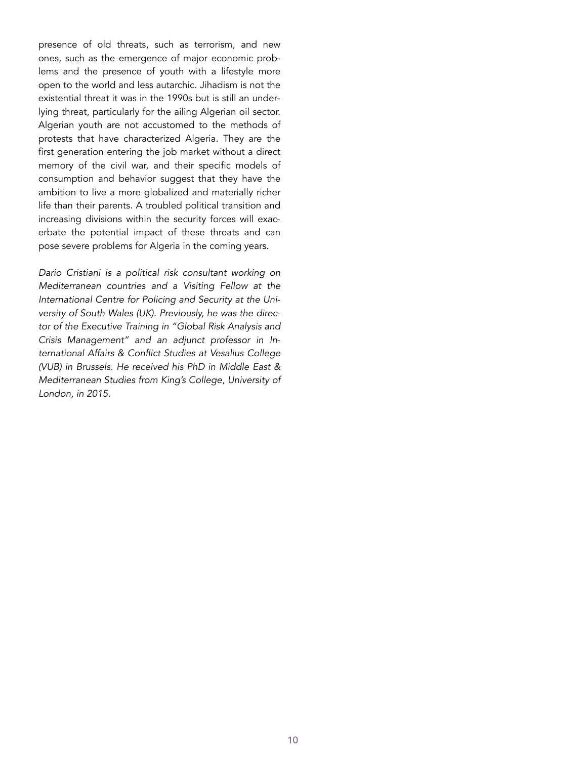presence of old threats, such as terrorism, and new ones, such as the emergence of major economic problems and the presence of youth with a lifestyle more open to the world and less autarchic. Jihadism is not the existential threat it was in the 1990s but is still an underlying threat, particularly for the ailing Algerian oil sector. Algerian youth are not accustomed to the methods of protests that have characterized Algeria. They are the first generation entering the job market without a direct memory of the civil war, and their specific models of consumption and behavior suggest that they have the ambition to live a more globalized and materially richer life than their parents. A troubled political transition and increasing divisions within the security forces will exacerbate the potential impact of these threats and can pose severe problems for Algeria in the coming years.

*Dario Cristiani is a political risk consultant working on Mediterranean countries and a Visiting Fellow at the International Centre for Policing and Security at the University of South Wales (UK). Previously, he was the director of the Executive Training in "Global Risk Analysis and Crisis Management" and an adjunct professor in International Affairs & Conflict Studies at Vesalius College (VUB) in Brussels. He received his PhD in Middle East & Mediterranean Studies from King's College, University of London, in 2015.*